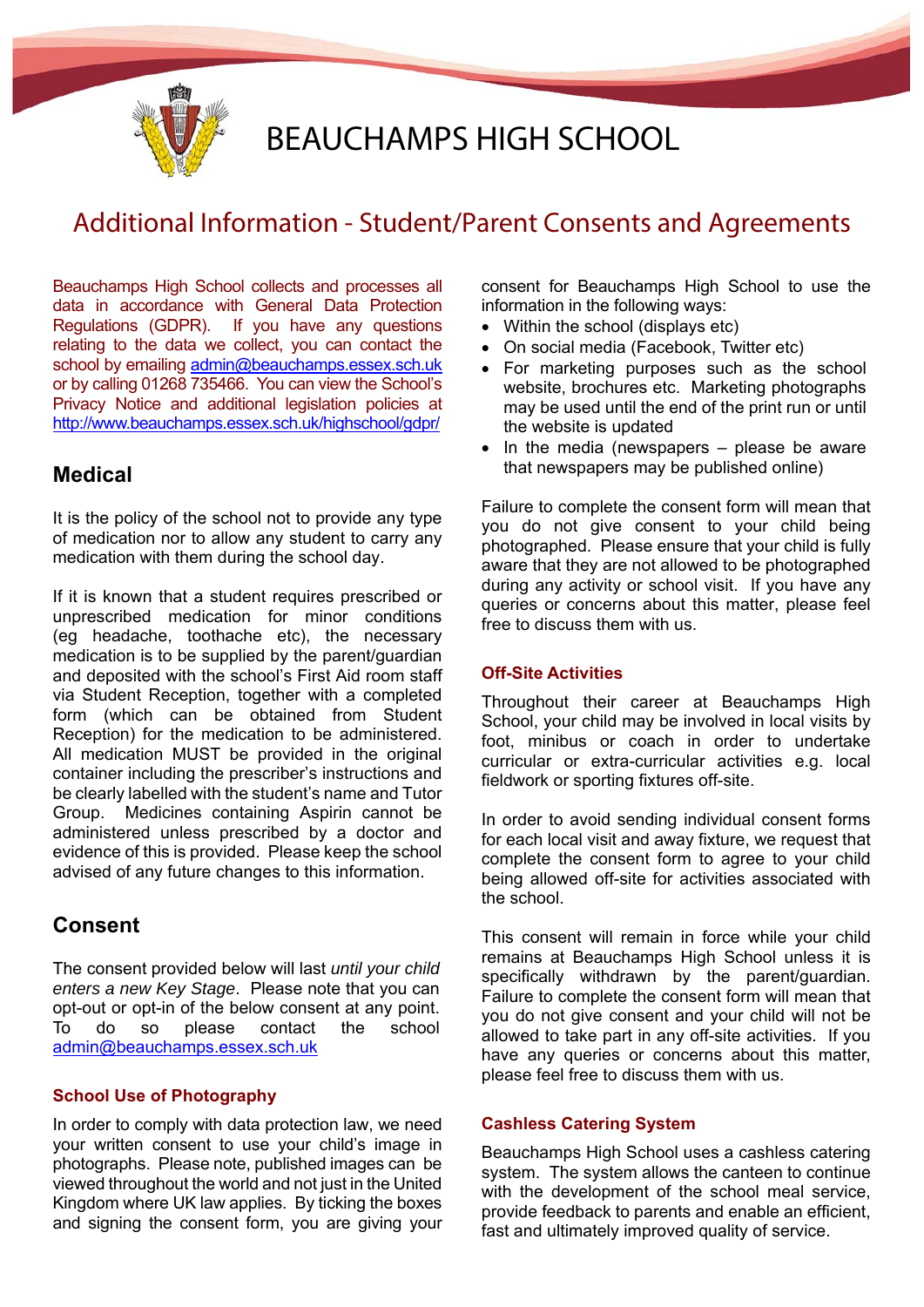# BEAUCHAMPS HIGH SCHOOL

## Additional Information - Student/Parent Consents and Agreements

Beauchamps High School collects and processes all data in accordance with General Data Protection Regulations (GDPR). If you have any questions relating to the data we collect, you can contact the school by emailing admin@beauchamps.essex.sch.uk or by calling 01268 735466. You can view the School's Privacy Notice and additional legislation policies at http://www.beauchamps.essex.sch.uk/highschool/gdpr/

## Medical

It is the policy of the school not to provide any type of medication nor to allow any student to carry any medication with them during the school day.

If it is known that a student requires prescribed or unprescribed medication for minor conditions (eg headache, toothache etc), the necessary medication is to be supplied by the parent/guardian and deposited with the school's First Aid room staff via Student Reception, together with a completed form (which can be obtained from Student Reception) for the medication to be administered. All medication MUST be provided in the original container including the prescriber's instructions and be clearly labelled with the student's name and Tutor Group. Medicines containing Aspirin cannot be administered unless prescribed by a doctor and evidence of this is provided. Please keep the school advised of any future changes to this information.

## Consent

The consent provided below will last *until your child enters a new Key Stage*. Please note that you can opt-out or opt-in of the below consent at any point. To do so please contact the school admin@beauchamps.essex.sch.uk

### School Use of Photography

In order to comply with data protection law, we need your written consent to use your child's image in photographs. Please note, published images can be viewed throughout the world and not just in the United Kingdom where UK law applies. By ticking the boxes and signing the consent form, you are giving your consent for Beauchamps High School to use the information in the following ways:

- Within the school (displays etc)
- On social media (Facebook, Twitter etc)
- For marketing purposes such as the school website, brochures etc. Marketing photographs may be used until the end of the print run or until the website is updated
- In the media (newspapers – please be aware that newspapers may be published online)

Failure to complete the consent form will mean that you do not give consent to your child being photographed. Please ensure that your child is fully aware that they are not allowed to be photographed during any activity or school visit. If you have any queries or concerns about this matter, please feel free to discuss them with us.

### Off-Site Activities

Throughout their career at Beauchamps High School, your child may be involved in local visits by foot, minibus or coach in order to undertake curricular or extra-curricular activities e.g. local fieldwork or sporting fixtures off-site.

In order to avoid sending individual consent forms for each local visit and away fixture, we request that complete the consent form to agree to your child being allowed off-site for activities associated with the school.

This consent will remain in force while your child remains at Beauchamps High School unless it is specifically withdrawn by the parent/guardian. Failure to complete the consent form will mean that you do not give consent and your child will not be allowed to take part in any off-site activities. If you have any queries or concerns about this matter, please feel free to discuss them with us.

### Cashless Catering System

Beauchamps High School uses a cashless catering system. The system allows the canteen to continue with the development of the school meal service, provide feedback to parents and enable an efficient, fast and ultimately improved quality of service.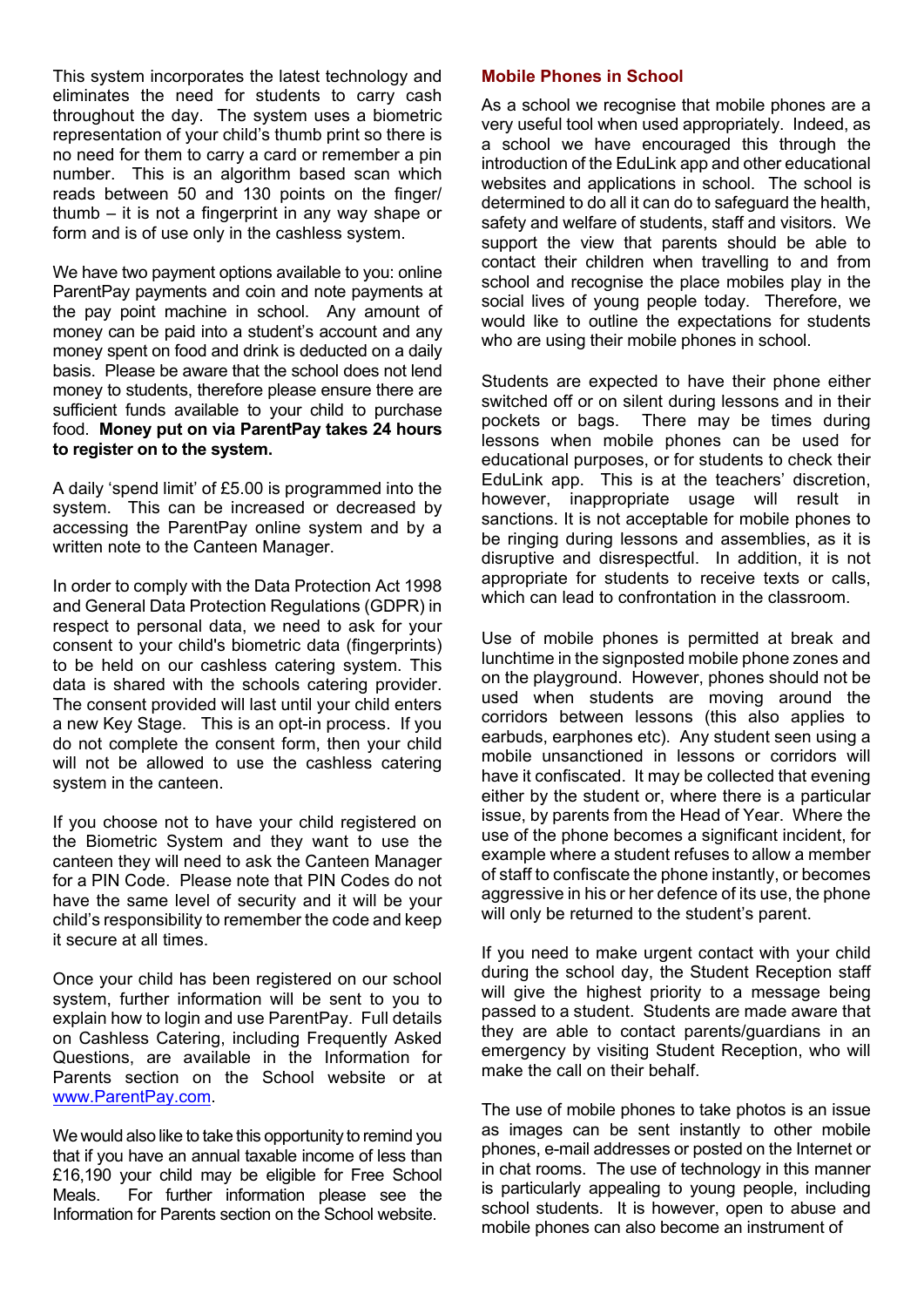This system incorporates the latest technology and eliminates the need for students to carry cash throughout the day. The system uses a biometric representation of your child's thumb print so there is no need for them to carry a card or remember a pin number. This is an algorithm based scan which reads between 50 and 130 points on the finger/ thumb – it is not a fingerprint in any way shape or form and is of use only in the cashless system.

We have two payment options available to you: online ParentPay payments and coin and note payments at the pay point machine in school. Any amount of money can be paid into a student's account and any money spent on food and drink is deducted on a daily basis. Please be aware that the school does not lend money to students, therefore please ensure there are sufficient funds available to your child to purchase food. **Money put on via ParentPay takes 24 hours to register on to the system.**

A daily 'spend limit' of £5.00 is programmed into the system. This can be increased or decreased by accessing the ParentPay online system and by a written note to the Canteen Manager.

In order to comply with the Data Protection Act 1998 and General Data Protection Regulations (GDPR) in respect to personal data, we need to ask for your consent to your child's biometric data (fingerprints) to be held on our cashless catering system. This data is shared with the schools catering provider. The consent provided will last until your child enters a new Key Stage. This is an opt-in process. If you do not complete the consent form, then your child will not be allowed to use the cashless catering system in the canteen.

If you choose not to have your child registered on the Biometric System and they want to use the canteen they will need to ask the Canteen Manager for a PIN Code. Please note that PIN Codes do not have the same level of security and it will be your child's responsibility to remember the code and keep it secure at all times.

Once your child has been registered on our school system, further information will be sent to you to explain how to login and use ParentPay. Full details on Cashless Catering, including Frequently Asked Questions, are available in the Information for Parents section on the School website or at [www.ParentPay.com](http://www.ParentPay.com).

We would also like to take this opportunity to remind you that if you have an annual taxable income of less than £16,190 your child may be eligible for Free School Meals. For further information please see the Information for Parents section on the School website.

## Mobile Phones in School

As a school we recognise that mobile phones are a very useful tool when used appropriately. Indeed, as a school we have encouraged this through the introduction of the EduLink app and other educational websites and applications in school. The school is determined to do all it can do to safeguard the health, safety and welfare of students, staff and visitors. We support the view that parents should be able to contact their children when travelling to and from school and recognise the place mobiles play in the social lives of young people today. Therefore, we would like to outline the expectations for students who are using their mobile phones in school.

Students are expected to have their phone either switched off or on silent during lessons and in their pockets or bags. There may be times during lessons when mobile phones can be used for educational purposes, or for students to check their EduLink app. This is at the teachers' discretion, however, inappropriate usage will result in sanctions. It is not acceptable for mobile phones to be ringing during lessons and assemblies, as it is disruptive and disrespectful. In addition, it is not appropriate for students to receive texts or calls, which can lead to confrontation in the classroom.

Use of mobile phones is permitted at break and lunchtime in the signposted mobile phone zones and on the playground. However, phones should not be used when students are moving around the corridors between lessons (this also applies to earbuds, earphones etc). Any student seen using a mobile unsanctioned in lessons or corridors will have it confiscated. It may be collected that evening either by the student or, where there is a particular issue, by parents from the Head of Year. Where the use of the phone becomes a significant incident, for example where a student refuses to allow a member of staff to confiscate the phone instantly, or becomes aggressive in his or her defence of its use, the phone will only be returned to the student's parent.

If you need to make urgent contact with your child during the school day, the Student Reception staff will give the highest priority to a message being passed to a student. Students are made aware that they are able to contact parents/guardians in an emergency by visiting Student Reception, who will make the call on their behalf.

The use of mobile phones to take photos is an issue as images can be sent instantly to other mobile phones, e-mail addresses or posted on the Internet or in chat rooms. The use of technology in this manner is particularly appealing to young people, including school students. It is however, open to abuse and mobile phones can also become an instrument of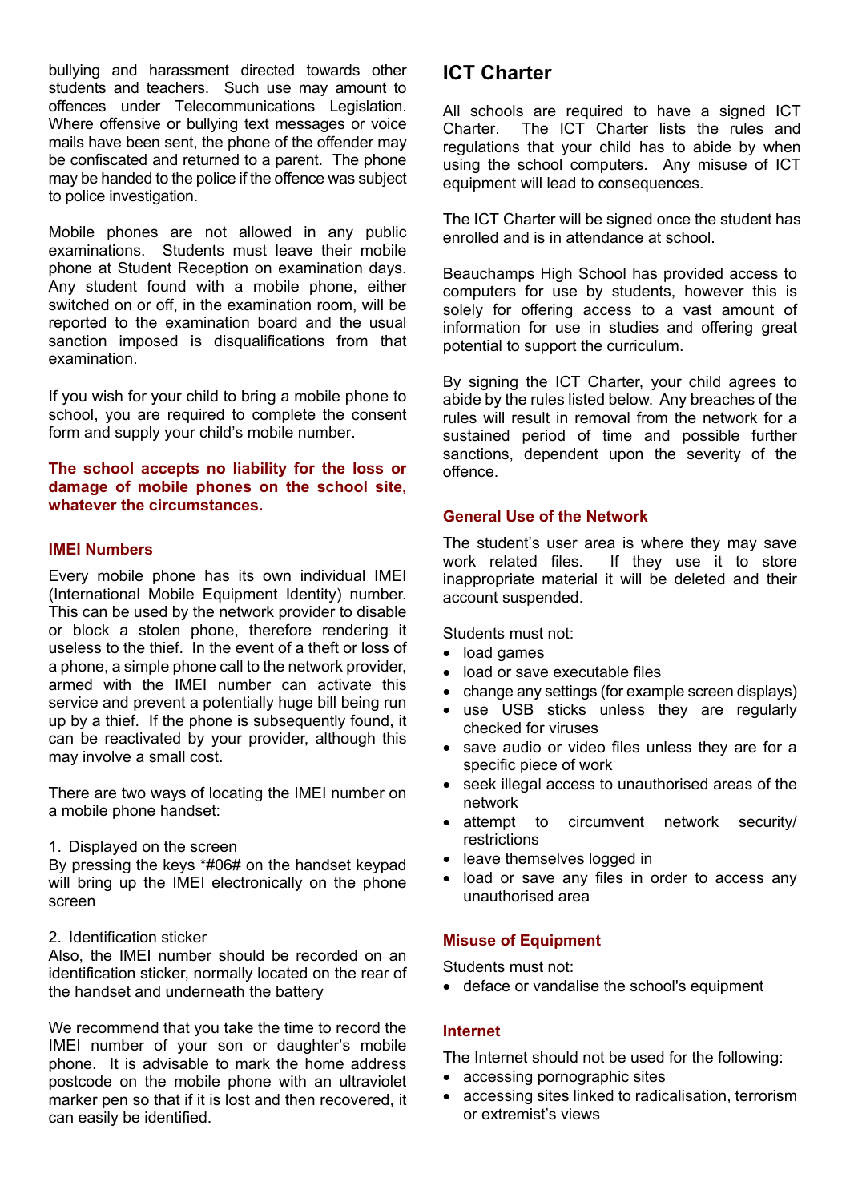bullying and harassment directed towards other students and teachers. Such use may amount to offences under Telecommunications Legislation. Where offensive or bullying text messages or voice mails have been sent, the phone of the offender may be confiscated and returned to a parent. The phone may be handed to the police if the offence was subject to police investigation.

Mobile phones are not allowed in any public examinations. Students must leave their mobile phone at Student Reception on examination days. Any student found with a mobile phone, either switched on or off, in the examination room, will be reported to the examination board and the usual sanction imposed is disqualifications from that examination.

If you wish for your child to bring a mobile phone to school, you are required to complete the consent form and supply your child's mobile number.

**The school accepts no liability for the loss or damage of mobile phones on the school site, whatever the circumstances.**

### IMEI Numbers

Every mobile phone has its own individual IMEI (International Mobile Equipment Identity) number. This can be used by the network provider to disable or block a stolen phone, therefore rendering it useless to the thief. In the event of a theft or loss of a phone, a simple phone call to the network provider, armed with the IMEI number can activate this service and prevent a potentially huge bill being run up by a thief. If the phone is subsequently found, it can be reactivated by your provider, although this may involve a small cost.

There are two ways of locating the IMEI number on a mobile phone handset:

1. Displayed on the screen
By pressing the keys *#06# on the handset keypad will bring up the IMEI electronically on the phone screen

2. Identification sticker
Also, the IMEI number should be recorded on an identification sticker, normally located on the rear of the handset and underneath the battery

We recommend that you take the time to record the IMEI number of your son or daughter's mobile phone. It is advisable to mark the home address postcode on the mobile phone with an ultraviolet marker pen so that if it is lost and then recovered, it can easily be identified.

## ICT Charter

All schools are required to have a signed ICT Charter. The ICT Charter lists the rules and regulations that your child has to abide by when using the school computers. Any misuse of ICT equipment will lead to consequences.

The ICT Charter will be signed once the student has enrolled and is in attendance at school.

Beauchamps High School has provided access to computers for use by students, however this is solely for offering access to a vast amount of information for use in studies and offering great potential to support the curriculum.

By signing the ICT Charter, your child agrees to abide by the rules listed below. Any breaches of the rules will result in removal from the network for a sustained period of time and possible further sanctions, dependent upon the severity of the offence.

### General Use of the Network

The student's user area is where they may save work related files. If they use it to store inappropriate material it will be deleted and their account suspended.

Students must not:

- load games
- load or save executable files
- change any settings (for example screen displays)
- use USB sticks unless they are regularly checked for viruses
- save audio or video files unless they are for a specific piece of work
- seek illegal access to unauthorised areas of the network
- attempt to circumvent network security/ restrictions
- leave themselves logged in
- load or save any files in order to access any unauthorised area

### Misuse of Equipment

Students must not:

- deface or vandalise the school's equipment

### Internet

The Internet should not be used for the following:

- accessing pornographic sites
- accessing sites linked to radicalisation, terrorism or extremist's views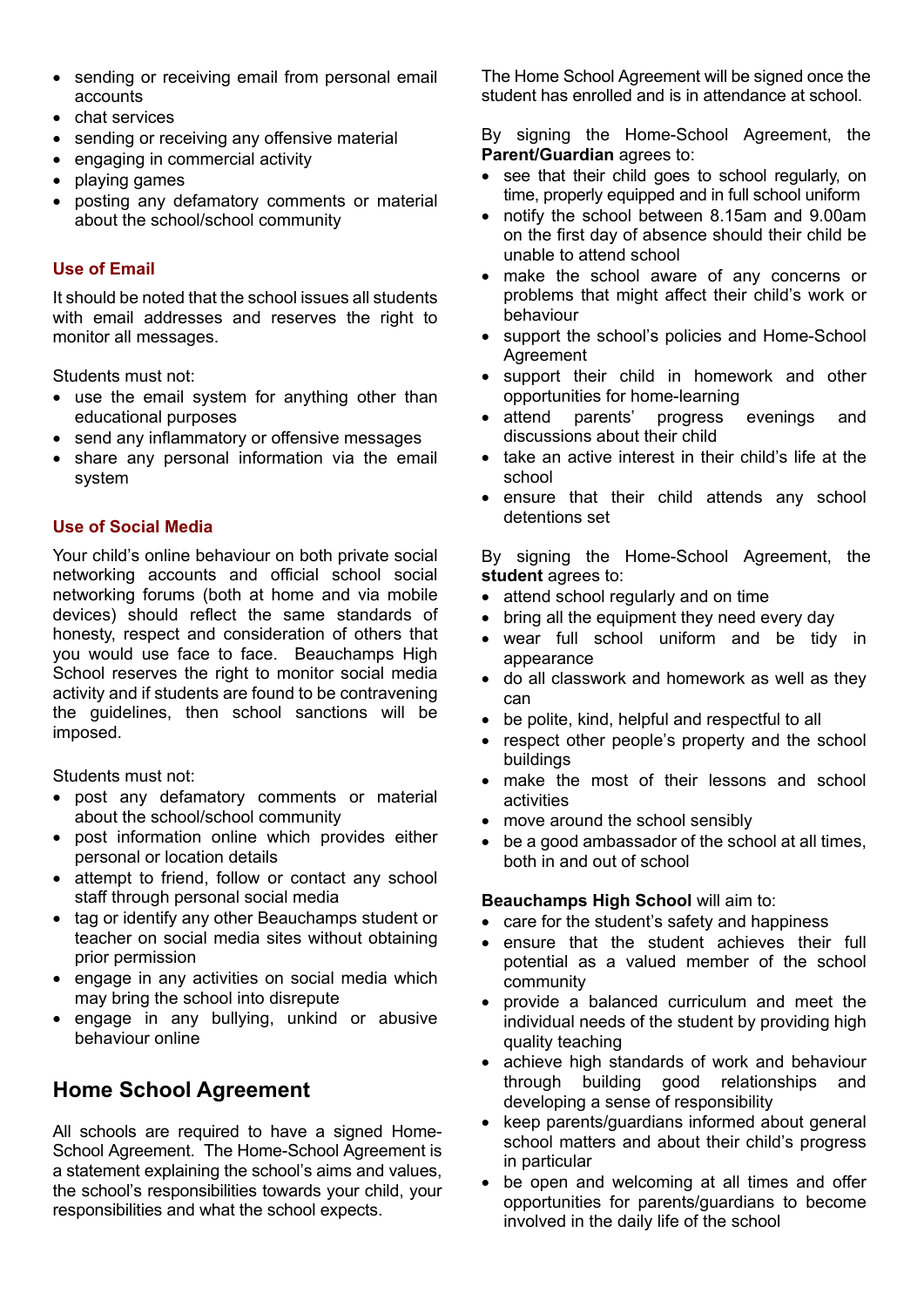- sending or receiving email from personal email accounts
- chat services
- sending or receiving any offensive material
- engaging in commercial activity
- playing games
- posting any defamatory comments or material about the school/school community

### Use of Email

It should be noted that the school issues all students with email addresses and reserves the right to monitor all messages.

Students must not:

- use the email system for anything other than educational purposes
- send any inflammatory or offensive messages
- share any personal information via the email system

### Use of Social Media

Your child's online behaviour on both private social networking accounts and official school social networking forums (both at home and via mobile devices) should reflect the same standards of honesty, respect and consideration of others that you would use face to face. Beauchamps High School reserves the right to monitor social media activity and if students are found to be contravening the guidelines, then school sanctions will be imposed.

Students must not:

- post any defamatory comments or material about the school/school community
- post information online which provides either personal or location details
- attempt to friend, follow or contact any school staff through personal social media
- tag or identify any other Beauchamps student or teacher on social media sites without obtaining prior permission
- engage in any activities on social media which may bring the school into disrepute
- engage in any bullying, unkind or abusive behaviour online

## Home School Agreement

All schools are required to have a signed Home-School Agreement. The Home-School Agreement is a statement explaining the school's aims and values, the school's responsibilities towards your child, your responsibilities and what the school expects.

The Home School Agreement will be signed once the student has enrolled and is in attendance at school.

By signing the Home-School Agreement, the **Parent/Guardian** agrees to:

- see that their child goes to school regularly, on time, properly equipped and in full school uniform
- notify the school between 8.15am and 9.00am on the first day of absence should their child be unable to attend school
- make the school aware of any concerns or problems that might affect their child's work or behaviour
- support the school's policies and Home-School Agreement
- support their child in homework and other opportunities for home-learning
- attend parents' progress evenings and discussions about their child
- take an active interest in their child's life at the school
- ensure that their child attends any school detentions set

By signing the Home-School Agreement, the **student** agrees to:

- attend school regularly and on time
- bring all the equipment they need every day
- wear full school uniform and be tidy in appearance
- do all classwork and homework as well as they can
- be polite, kind, helpful and respectful to all
- respect other people's property and the school buildings
- make the most of their lessons and school activities
- move around the school sensibly
- be a good ambassador of the school at all times, both in and out of school

**Beauchamps High School** will aim to:

- care for the student's safety and happiness
- ensure that the student achieves their full potential as a valued member of the school community
- provide a balanced curriculum and meet the individual needs of the student by providing high quality teaching
- achieve high standards of work and behaviour through building good relationships and developing a sense of responsibility
- keep parents/guardians informed about general school matters and about their child's progress in particular
- be open and welcoming at all times and offer opportunities for parents/guardians to become involved in the daily life of the school